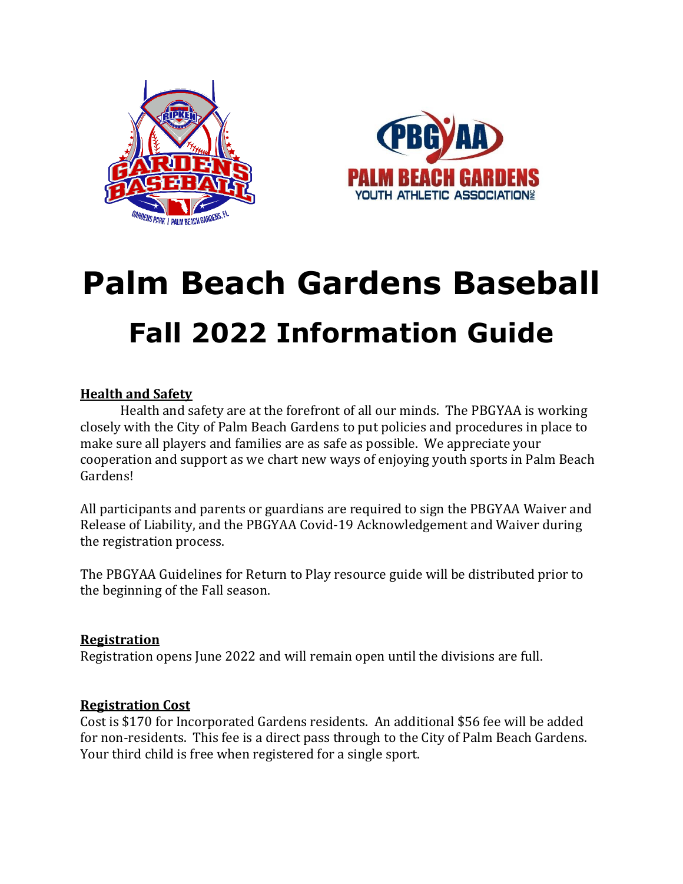# Palm Beach Gardens Baseball

## Fall 2022 Information Guide

**Health and Safety**

Health and safety are at the forefront of all our minds. The PBGYAA is working closely with the City of Palm Beach Gardens to put policies and procedures in place to make sure all players and families are as safe as possible. We appreciate your cooperation and support as we chart new ways of enjoying youth sports in Palm Beach Gardens!

All participants and parents or guardians are required to sign the PBGYAA Waiver and Release of Liability, and the PBGYAA Covid-19 Acknowledgement and Waiver during the registration process.

The PBGYAA Guidelines for Return to Play resource guide will be distributed prior to the beginning of the Fall season.

**Registration**

Registration opens June 2022 and will remain open until the divisions are full.

**Registration Cost**

Cost is $170 for Incorporated Gardens residents. An additional $56 fee will be added for non-residents. This fee is a direct pass through to the City of Palm Beach Gardens. Your third child is free when registered for a single sport.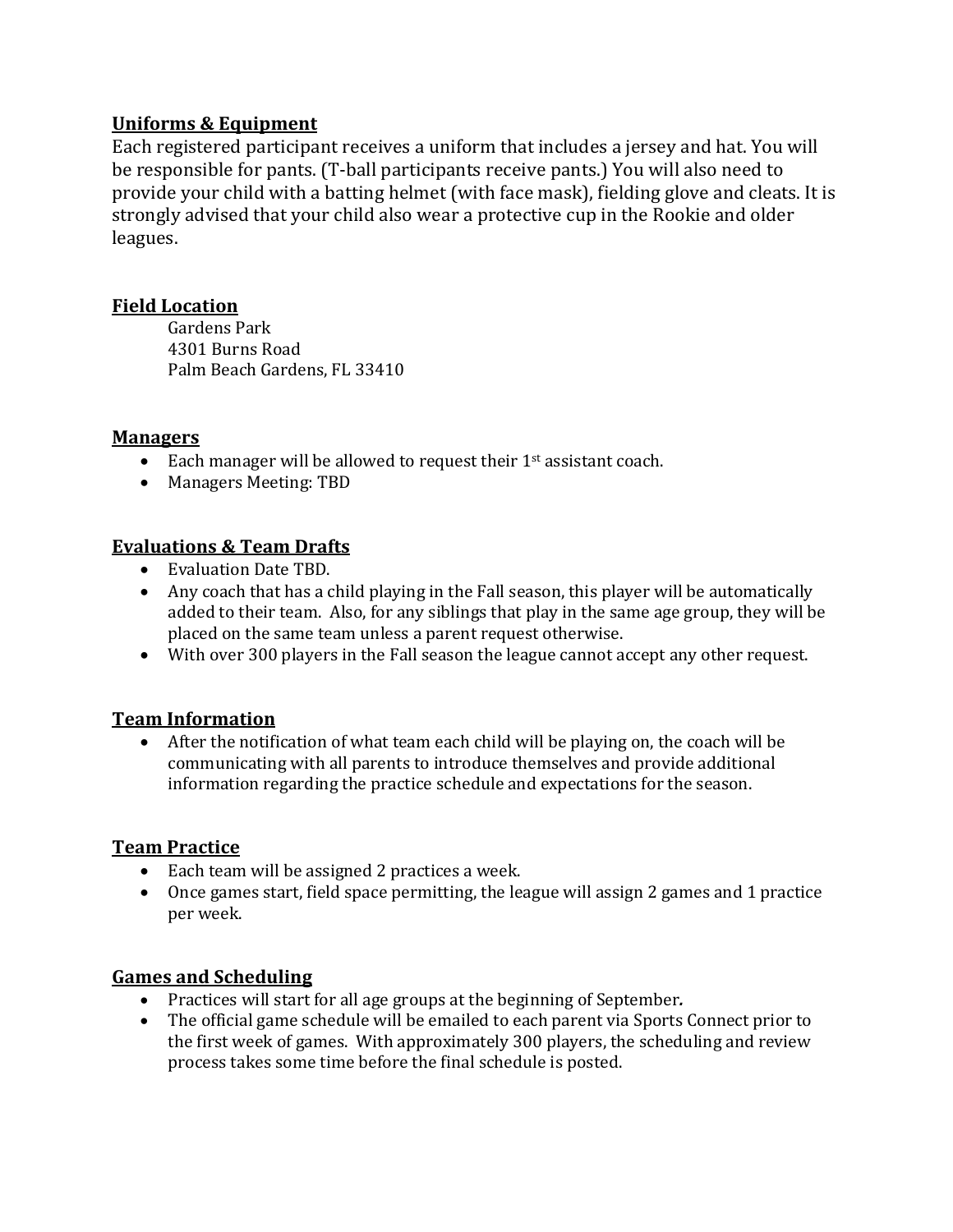## Uniforms & Equipment

Each registered participant receives a uniform that includes a jersey and hat. You will be responsible for pants. (T-ball participants receive pants.) You will also need to provide your child with a batting helmet (with face mask), fielding glove and cleats. It is strongly advised that your child also wear a protective cup in the Rookie and older leagues.

## Field Location

Gardens Park
4301 Burns Road
Palm Beach Gardens, FL 33410

## Managers

- Each manager will be allowed to request their 1st assistant coach.
- Managers Meeting: TBD

## Evaluations & Team Drafts

- Evaluation Date TBD.
- Any coach that has a child playing in the Fall season, this player will be automatically added to their team. Also, for any siblings that play in the same age group, they will be placed on the same team unless a parent request otherwise.
- With over 300 players in the Fall season the league cannot accept any other request.

## Team Information

- After the notification of what team each child will be playing on, the coach will be communicating with all parents to introduce themselves and provide additional information regarding the practice schedule and expectations for the season.

## Team Practice

- Each team will be assigned 2 practices a week.
- Once games start, field space permitting, the league will assign 2 games and 1 practice per week.

## Games and Scheduling

- Practices will start for all age groups at the beginning of September.
- The official game schedule will be emailed to each parent via Sports Connect prior to the first week of games. With approximately 300 players, the scheduling and review process takes some time before the final schedule is posted.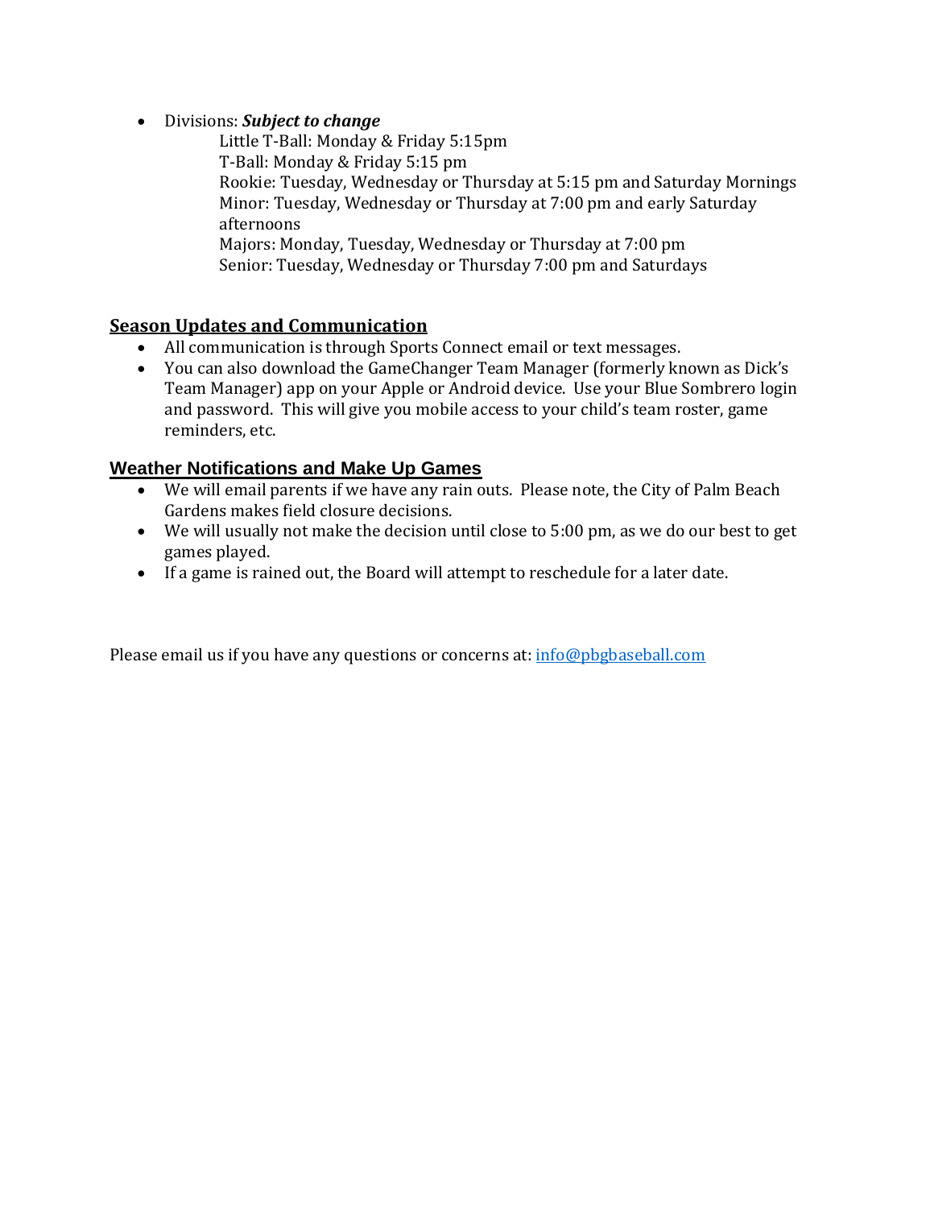- Divisions: ***Subject to change***

  Little T-Ball: Monday & Friday 5:15pm
  T-Ball: Monday & Friday 5:15 pm
  Rookie: Tuesday, Wednesday or Thursday at 5:15 pm and Saturday Mornings
  Minor: Tuesday, Wednesday or Thursday at 7:00 pm and early Saturday afternoons
  Majors: Monday, Tuesday, Wednesday or Thursday at 7:00 pm
  Senior: Tuesday, Wednesday or Thursday 7:00 pm and Saturdays

## Season Updates and Communication

- All communication is through Sports Connect email or text messages.
- You can also download the GameChanger Team Manager (formerly known as Dick's Team Manager) app on your Apple or Android device. Use your Blue Sombrero login and password. This will give you mobile access to your child's team roster, game reminders, etc.

## Weather Notifications and Make Up Games

- We will email parents if we have any rain outs. Please note, the City of Palm Beach Gardens makes field closure decisions.
- We will usually not make the decision until close to 5:00 pm, as we do our best to get games played.
- If a game is rained out, the Board will attempt to reschedule for a later date.

Please email us if you have any questions or concerns at: info@pbgbaseball.com